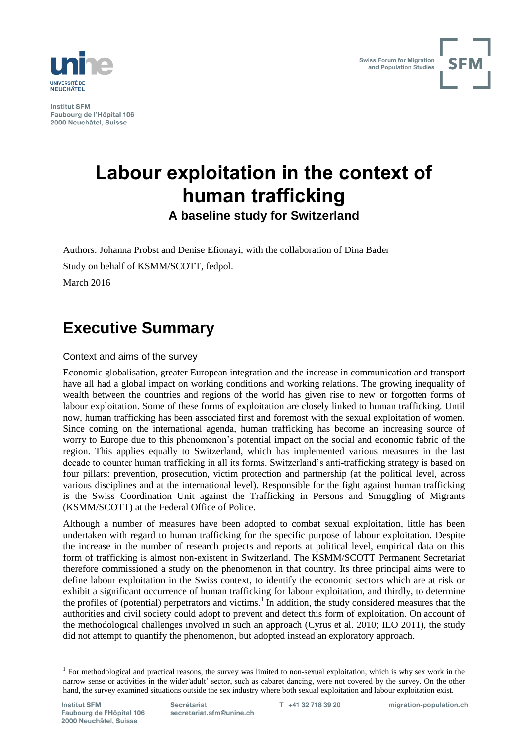Institut SFM
Faubourg de l'Hôpital 106
2000 Neuchâtel, Suisse

# Labour exploitation in the context of human trafficking

## A baseline study for Switzerland

Authors: Johanna Probst and Denise Efionayi, with the collaboration of Dina Bader

Study on behalf of KSMM/SCOTT, fedpol.

March 2016

## Executive Summary

### Context and aims of the survey

Economic globalisation, greater European integration and the increase in communication and transport have all had a global impact on working conditions and working relations. The growing inequality of wealth between the countries and regions of the world has given rise to new or forgotten forms of labour exploitation. Some of these forms of exploitation are closely linked to human trafficking. Until now, human trafficking has been associated first and foremost with the sexual exploitation of women. Since coming on the international agenda, human trafficking has become an increasing source of worry to Europe due to this phenomenon's potential impact on the social and economic fabric of the region. This applies equally to Switzerland, which has implemented various measures in the last decade to counter human trafficking in all its forms. Switzerland's anti-trafficking strategy is based on four pillars: prevention, prosecution, victim protection and partnership (at the political level, across various disciplines and at the international level). Responsible for the fight against human trafficking is the Swiss Coordination Unit against the Trafficking in Persons and Smuggling of Migrants (KSMM/SCOTT) at the Federal Office of Police.

Although a number of measures have been adopted to combat sexual exploitation, little has been undertaken with regard to human trafficking for the specific purpose of labour exploitation. Despite the increase in the number of research projects and reports at political level, empirical data on this form of trafficking is almost non-existent in Switzerland. The KSMM/SCOTT Permanent Secretariat therefore commissioned a study on the phenomenon in that country. Its three principal aims were to define labour exploitation in the Swiss context, to identify the economic sectors which are at risk or exhibit a significant occurrence of human trafficking for labour exploitation, and thirdly, to determine the profiles of (potential) perpetrators and victims.[1] In addition, the study considered measures that the authorities and civil society could adopt to prevent and detect this form of exploitation. On account of the methodological challenges involved in such an approach (Cyrus et al. 2010; ILO 2011), the study did not attempt to quantify the phenomenon, but adopted instead an exploratory approach.

[1] For methodological and practical reasons, the survey was limited to non-sexual exploitation, which is why sex work in the narrow sense or activities in the wider 'adult' sector, such as cabaret dancing, were not covered by the survey. On the other hand, the survey examined situations outside the sex industry where both sexual exploitation and labour exploitation exist.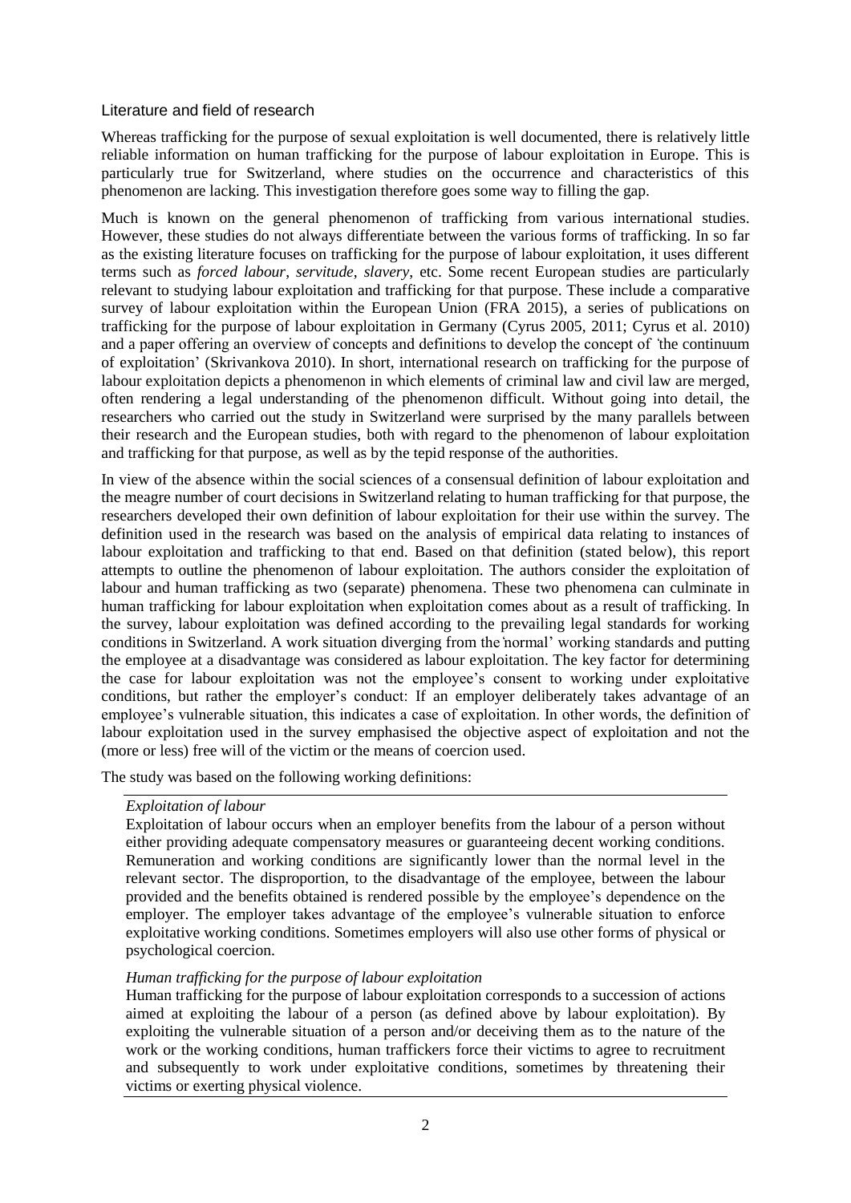## Literature and field of research

Whereas trafficking for the purpose of sexual exploitation is well documented, there is relatively little reliable information on human trafficking for the purpose of labour exploitation in Europe. This is particularly true for Switzerland, where studies on the occurrence and characteristics of this phenomenon are lacking. This investigation therefore goes some way to filling the gap.

Much is known on the general phenomenon of trafficking from various international studies. However, these studies do not always differentiate between the various forms of trafficking. In so far as the existing literature focuses on trafficking for the purpose of labour exploitation, it uses different terms such as *forced labour*, *servitude*, *slavery*, etc. Some recent European studies are particularly relevant to studying labour exploitation and trafficking for that purpose. These include a comparative survey of labour exploitation within the European Union (FRA 2015), a series of publications on trafficking for the purpose of labour exploitation in Germany (Cyrus 2005, 2011; Cyrus et al. 2010) and a paper offering an overview of concepts and definitions to develop the concept of 'the continuum of exploitation' (Skrivankova 2010). In short, international research on trafficking for the purpose of labour exploitation depicts a phenomenon in which elements of criminal law and civil law are merged, often rendering a legal understanding of the phenomenon difficult. Without going into detail, the researchers who carried out the study in Switzerland were surprised by the many parallels between their research and the European studies, both with regard to the phenomenon of labour exploitation and trafficking for that purpose, as well as by the tepid response of the authorities.

In view of the absence within the social sciences of a consensual definition of labour exploitation and the meagre number of court decisions in Switzerland relating to human trafficking for that purpose, the researchers developed their own definition of labour exploitation for their use within the survey. The definition used in the research was based on the analysis of empirical data relating to instances of labour exploitation and trafficking to that end. Based on that definition (stated below), this report attempts to outline the phenomenon of labour exploitation. The authors consider the exploitation of labour and human trafficking as two (separate) phenomena. These two phenomena can culminate in human trafficking for labour exploitation when exploitation comes about as a result of trafficking. In the survey, labour exploitation was defined according to the prevailing legal standards for working conditions in Switzerland. A work situation diverging from the 'normal' working standards and putting the employee at a disadvantage was considered as labour exploitation. The key factor for determining the case for labour exploitation was not the employee's consent to working under exploitative conditions, but rather the employer's conduct: If an employer deliberately takes advantage of an employee's vulnerable situation, this indicates a case of exploitation. In other words, the definition of labour exploitation used in the survey emphasised the objective aspect of exploitation and not the (more or less) free will of the victim or the means of coercion used.

The study was based on the following working definitions:

---

*Exploitation of labour*

Exploitation of labour occurs when an employer benefits from the labour of a person without either providing adequate compensatory measures or guaranteeing decent working conditions. Remuneration and working conditions are significantly lower than the normal level in the relevant sector. The disproportion, to the disadvantage of the employee, between the labour provided and the benefits obtained is rendered possible by the employee's dependence on the employer. The employer takes advantage of the employee's vulnerable situation to enforce exploitative working conditions. Sometimes employers will also use other forms of physical or psychological coercion.

*Human trafficking for the purpose of labour exploitation*

Human trafficking for the purpose of labour exploitation corresponds to a succession of actions aimed at exploiting the labour of a person (as defined above by labour exploitation). By exploiting the vulnerable situation of a person and/or deceiving them as to the nature of the work or the working conditions, human traffickers force their victims to agree to recruitment and subsequently to work under exploitative conditions, sometimes by threatening their victims or exerting physical violence.

---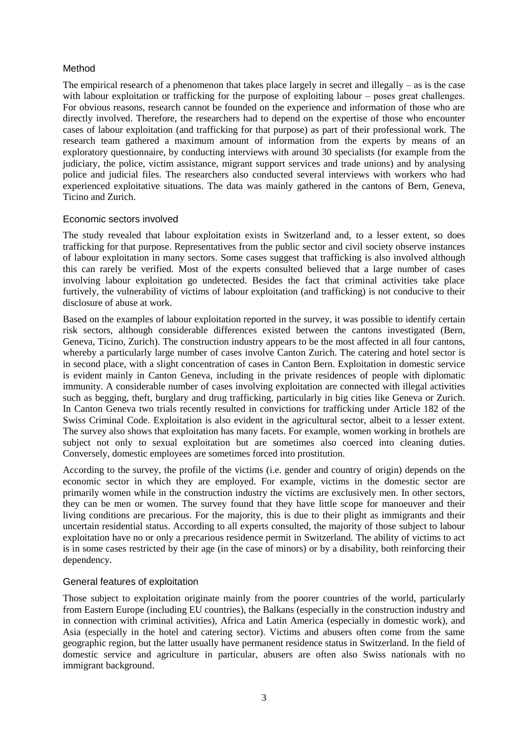## Method

The empirical research of a phenomenon that takes place largely in secret and illegally – as is the case with labour exploitation or trafficking for the purpose of exploiting labour – poses great challenges. For obvious reasons, research cannot be founded on the experience and information of those who are directly involved. Therefore, the researchers had to depend on the expertise of those who encounter cases of labour exploitation (and trafficking for that purpose) as part of their professional work. The research team gathered a maximum amount of information from the experts by means of an exploratory questionnaire, by conducting interviews with around 30 specialists (for example from the judiciary, the police, victim assistance, migrant support services and trade unions) and by analysing police and judicial files. The researchers also conducted several interviews with workers who had experienced exploitative situations. The data was mainly gathered in the cantons of Bern, Geneva, Ticino and Zurich.

## Economic sectors involved

The study revealed that labour exploitation exists in Switzerland and, to a lesser extent, so does trafficking for that purpose. Representatives from the public sector and civil society observe instances of labour exploitation in many sectors. Some cases suggest that trafficking is also involved although this can rarely be verified. Most of the experts consulted believed that a large number of cases involving labour exploitation go undetected. Besides the fact that criminal activities take place furtively, the vulnerability of victims of labour exploitation (and trafficking) is not conducive to their disclosure of abuse at work.

Based on the examples of labour exploitation reported in the survey, it was possible to identify certain risk sectors, although considerable differences existed between the cantons investigated (Bern, Geneva, Ticino, Zurich). The construction industry appears to be the most affected in all four cantons, whereby a particularly large number of cases involve Canton Zurich. The catering and hotel sector is in second place, with a slight concentration of cases in Canton Bern. Exploitation in domestic service is evident mainly in Canton Geneva, including in the private residences of people with diplomatic immunity. A considerable number of cases involving exploitation are connected with illegal activities such as begging, theft, burglary and drug trafficking, particularly in big cities like Geneva or Zurich. In Canton Geneva two trials recently resulted in convictions for trafficking under Article 182 of the Swiss Criminal Code. Exploitation is also evident in the agricultural sector, albeit to a lesser extent. The survey also shows that exploitation has many facets. For example, women working in brothels are subject not only to sexual exploitation but are sometimes also coerced into cleaning duties. Conversely, domestic employees are sometimes forced into prostitution.

According to the survey, the profile of the victims (i.e. gender and country of origin) depends on the economic sector in which they are employed. For example, victims in the domestic sector are primarily women while in the construction industry the victims are exclusively men. In other sectors, they can be men or women. The survey found that they have little scope for manoeuver and their living conditions are precarious. For the majority, this is due to their plight as immigrants and their uncertain residential status. According to all experts consulted, the majority of those subject to labour exploitation have no or only a precarious residence permit in Switzerland. The ability of victims to act is in some cases restricted by their age (in the case of minors) or by a disability, both reinforcing their dependency.

## General features of exploitation

Those subject to exploitation originate mainly from the poorer countries of the world, particularly from Eastern Europe (including EU countries), the Balkans (especially in the construction industry and in connection with criminal activities), Africa and Latin America (especially in domestic work), and Asia (especially in the hotel and catering sector). Victims and abusers often come from the same geographic region, but the latter usually have permanent residence status in Switzerland. In the field of domestic service and agriculture in particular, abusers are often also Swiss nationals with no immigrant background.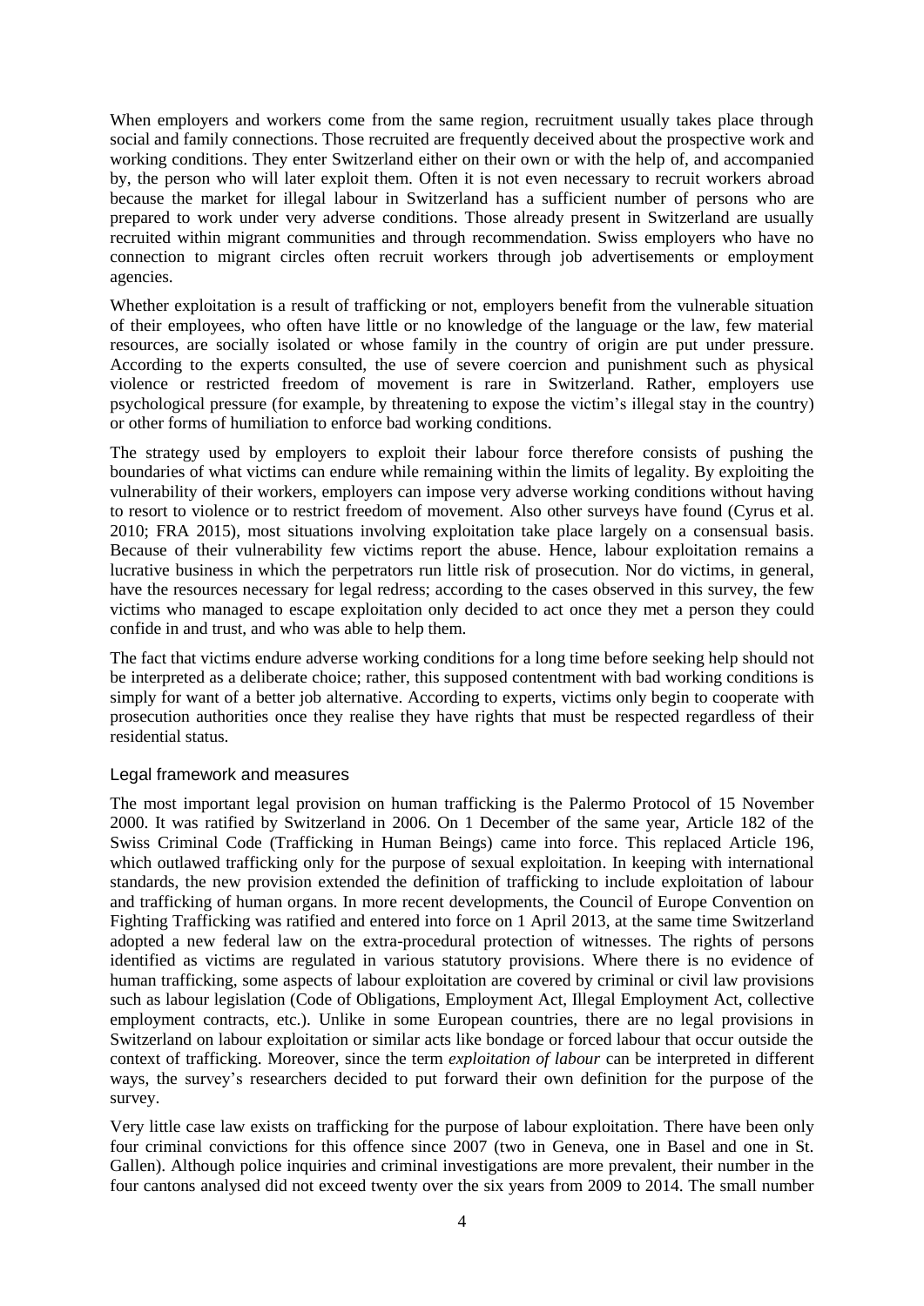When employers and workers come from the same region, recruitment usually takes place through social and family connections. Those recruited are frequently deceived about the prospective work and working conditions. They enter Switzerland either on their own or with the help of, and accompanied by, the person who will later exploit them. Often it is not even necessary to recruit workers abroad because the market for illegal labour in Switzerland has a sufficient number of persons who are prepared to work under very adverse conditions. Those already present in Switzerland are usually recruited within migrant communities and through recommendation. Swiss employers who have no connection to migrant circles often recruit workers through job advertisements or employment agencies.

Whether exploitation is a result of trafficking or not, employers benefit from the vulnerable situation of their employees, who often have little or no knowledge of the language or the law, few material resources, are socially isolated or whose family in the country of origin are put under pressure. According to the experts consulted, the use of severe coercion and punishment such as physical violence or restricted freedom of movement is rare in Switzerland. Rather, employers use psychological pressure (for example, by threatening to expose the victim's illegal stay in the country) or other forms of humiliation to enforce bad working conditions.

The strategy used by employers to exploit their labour force therefore consists of pushing the boundaries of what victims can endure while remaining within the limits of legality. By exploiting the vulnerability of their workers, employers can impose very adverse working conditions without having to resort to violence or to restrict freedom of movement. Also other surveys have found (Cyrus et al. 2010; FRA 2015), most situations involving exploitation take place largely on a consensual basis. Because of their vulnerability few victims report the abuse. Hence, labour exploitation remains a lucrative business in which the perpetrators run little risk of prosecution. Nor do victims, in general, have the resources necessary for legal redress; according to the cases observed in this survey, the few victims who managed to escape exploitation only decided to act once they met a person they could confide in and trust, and who was able to help them.

The fact that victims endure adverse working conditions for a long time before seeking help should not be interpreted as a deliberate choice; rather, this supposed contentment with bad working conditions is simply for want of a better job alternative. According to experts, victims only begin to cooperate with prosecution authorities once they realise they have rights that must be respected regardless of their residential status.

## Legal framework and measures

The most important legal provision on human trafficking is the Palermo Protocol of 15 November 2000. It was ratified by Switzerland in 2006. On 1 December of the same year, Article 182 of the Swiss Criminal Code (Trafficking in Human Beings) came into force. This replaced Article 196, which outlawed trafficking only for the purpose of sexual exploitation. In keeping with international standards, the new provision extended the definition of trafficking to include exploitation of labour and trafficking of human organs. In more recent developments, the Council of Europe Convention on Fighting Trafficking was ratified and entered into force on 1 April 2013, at the same time Switzerland adopted a new federal law on the extra-procedural protection of witnesses. The rights of persons identified as victims are regulated in various statutory provisions. Where there is no evidence of human trafficking, some aspects of labour exploitation are covered by criminal or civil law provisions such as labour legislation (Code of Obligations, Employment Act, Illegal Employment Act, collective employment contracts, etc.). Unlike in some European countries, there are no legal provisions in Switzerland on labour exploitation or similar acts like bondage or forced labour that occur outside the context of trafficking. Moreover, since the term *exploitation of labour* can be interpreted in different ways, the survey's researchers decided to put forward their own definition for the purpose of the survey.

Very little case law exists on trafficking for the purpose of labour exploitation. There have been only four criminal convictions for this offence since 2007 (two in Geneva, one in Basel and one in St. Gallen). Although police inquiries and criminal investigations are more prevalent, their number in the four cantons analysed did not exceed twenty over the six years from 2009 to 2014. The small number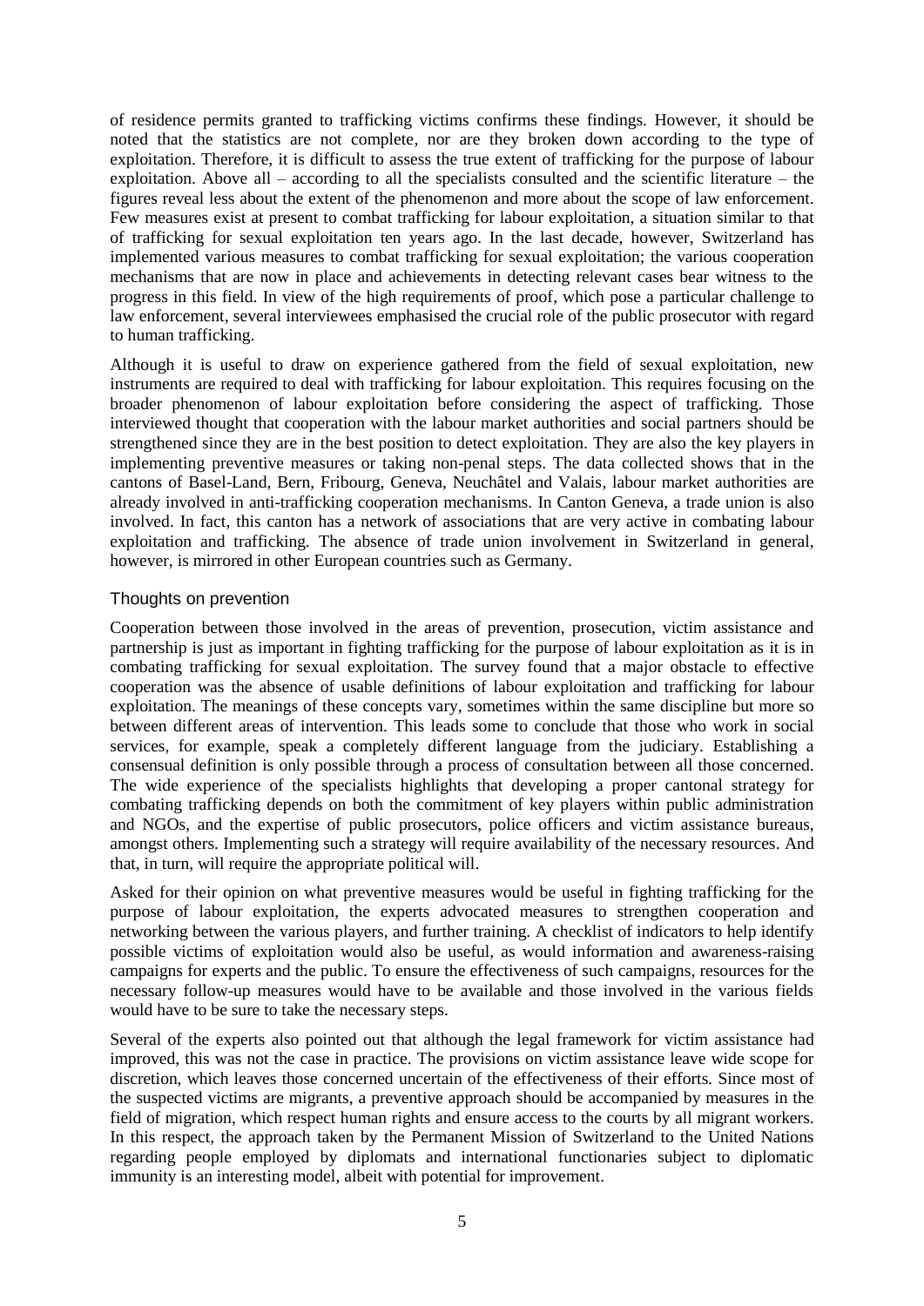of residence permits granted to trafficking victims confirms these findings. However, it should be noted that the statistics are not complete, nor are they broken down according to the type of exploitation. Therefore, it is difficult to assess the true extent of trafficking for the purpose of labour exploitation. Above all – according to all the specialists consulted and the scientific literature – the figures reveal less about the extent of the phenomenon and more about the scope of law enforcement. Few measures exist at present to combat trafficking for labour exploitation, a situation similar to that of trafficking for sexual exploitation ten years ago. In the last decade, however, Switzerland has implemented various measures to combat trafficking for sexual exploitation; the various cooperation mechanisms that are now in place and achievements in detecting relevant cases bear witness to the progress in this field. In view of the high requirements of proof, which pose a particular challenge to law enforcement, several interviewees emphasised the crucial role of the public prosecutor with regard to human trafficking.

Although it is useful to draw on experience gathered from the field of sexual exploitation, new instruments are required to deal with trafficking for labour exploitation. This requires focusing on the broader phenomenon of labour exploitation before considering the aspect of trafficking. Those interviewed thought that cooperation with the labour market authorities and social partners should be strengthened since they are in the best position to detect exploitation. They are also the key players in implementing preventive measures or taking non-penal steps. The data collected shows that in the cantons of Basel-Land, Bern, Fribourg, Geneva, Neuchâtel and Valais, labour market authorities are already involved in anti-trafficking cooperation mechanisms. In Canton Geneva, a trade union is also involved. In fact, this canton has a network of associations that are very active in combating labour exploitation and trafficking. The absence of trade union involvement in Switzerland in general, however, is mirrored in other European countries such as Germany.

### Thoughts on prevention

Cooperation between those involved in the areas of prevention, prosecution, victim assistance and partnership is just as important in fighting trafficking for the purpose of labour exploitation as it is in combating trafficking for sexual exploitation. The survey found that a major obstacle to effective cooperation was the absence of usable definitions of labour exploitation and trafficking for labour exploitation. The meanings of these concepts vary, sometimes within the same discipline but more so between different areas of intervention. This leads some to conclude that those who work in social services, for example, speak a completely different language from the judiciary. Establishing a consensual definition is only possible through a process of consultation between all those concerned. The wide experience of the specialists highlights that developing a proper cantonal strategy for combating trafficking depends on both the commitment of key players within public administration and NGOs, and the expertise of public prosecutors, police officers and victim assistance bureaus, amongst others. Implementing such a strategy will require availability of the necessary resources. And that, in turn, will require the appropriate political will.

Asked for their opinion on what preventive measures would be useful in fighting trafficking for the purpose of labour exploitation, the experts advocated measures to strengthen cooperation and networking between the various players, and further training. A checklist of indicators to help identify possible victims of exploitation would also be useful, as would information and awareness-raising campaigns for experts and the public. To ensure the effectiveness of such campaigns, resources for the necessary follow-up measures would have to be available and those involved in the various fields would have to be sure to take the necessary steps.

Several of the experts also pointed out that although the legal framework for victim assistance had improved, this was not the case in practice. The provisions on victim assistance leave wide scope for discretion, which leaves those concerned uncertain of the effectiveness of their efforts. Since most of the suspected victims are migrants, a preventive approach should be accompanied by measures in the field of migration, which respect human rights and ensure access to the courts by all migrant workers. In this respect, the approach taken by the Permanent Mission of Switzerland to the United Nations regarding people employed by diplomats and international functionaries subject to diplomatic immunity is an interesting model, albeit with potential for improvement.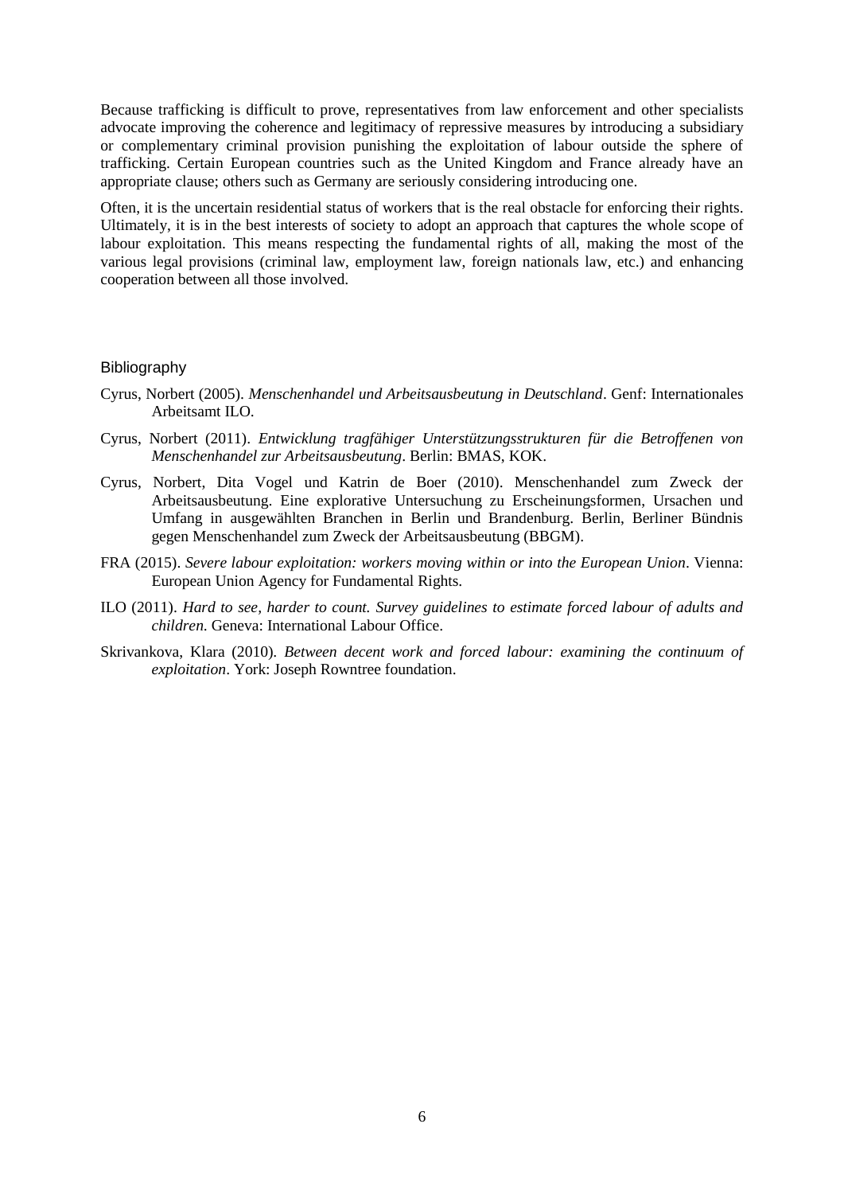Because trafficking is difficult to prove, representatives from law enforcement and other specialists advocate improving the coherence and legitimacy of repressive measures by introducing a subsidiary or complementary criminal provision punishing the exploitation of labour outside the sphere of trafficking. Certain European countries such as the United Kingdom and France already have an appropriate clause; others such as Germany are seriously considering introducing one.

Often, it is the uncertain residential status of workers that is the real obstacle for enforcing their rights. Ultimately, it is in the best interests of society to adopt an approach that captures the whole scope of labour exploitation. This means respecting the fundamental rights of all, making the most of the various legal provisions (criminal law, employment law, foreign nationals law, etc.) and enhancing cooperation between all those involved.

## Bibliography

Cyrus, Norbert (2005). *Menschenhandel und Arbeitsausbeutung in Deutschland*. Genf: Internationales Arbeitsamt ILO.

Cyrus, Norbert (2011). *Entwicklung tragfähiger Unterstützungsstrukturen für die Betroffenen von Menschenhandel zur Arbeitsausbeutung*. Berlin: BMAS, KOK.

Cyrus, Norbert, Dita Vogel und Katrin de Boer (2010). Menschenhandel zum Zweck der Arbeitsausbeutung. Eine explorative Untersuchung zu Erscheinungsformen, Ursachen und Umfang in ausgewählten Branchen in Berlin und Brandenburg. Berlin, Berliner Bündnis gegen Menschenhandel zum Zweck der Arbeitsausbeutung (BBGM).

FRA (2015). *Severe labour exploitation: workers moving within or into the European Union*. Vienna: European Union Agency for Fundamental Rights.

ILO (2011). *Hard to see, harder to count. Survey guidelines to estimate forced labour of adults and children.* Geneva: International Labour Office.

Skrivankova, Klara (2010). *Between decent work and forced labour: examining the continuum of exploitation*. York: Joseph Rowntree foundation.